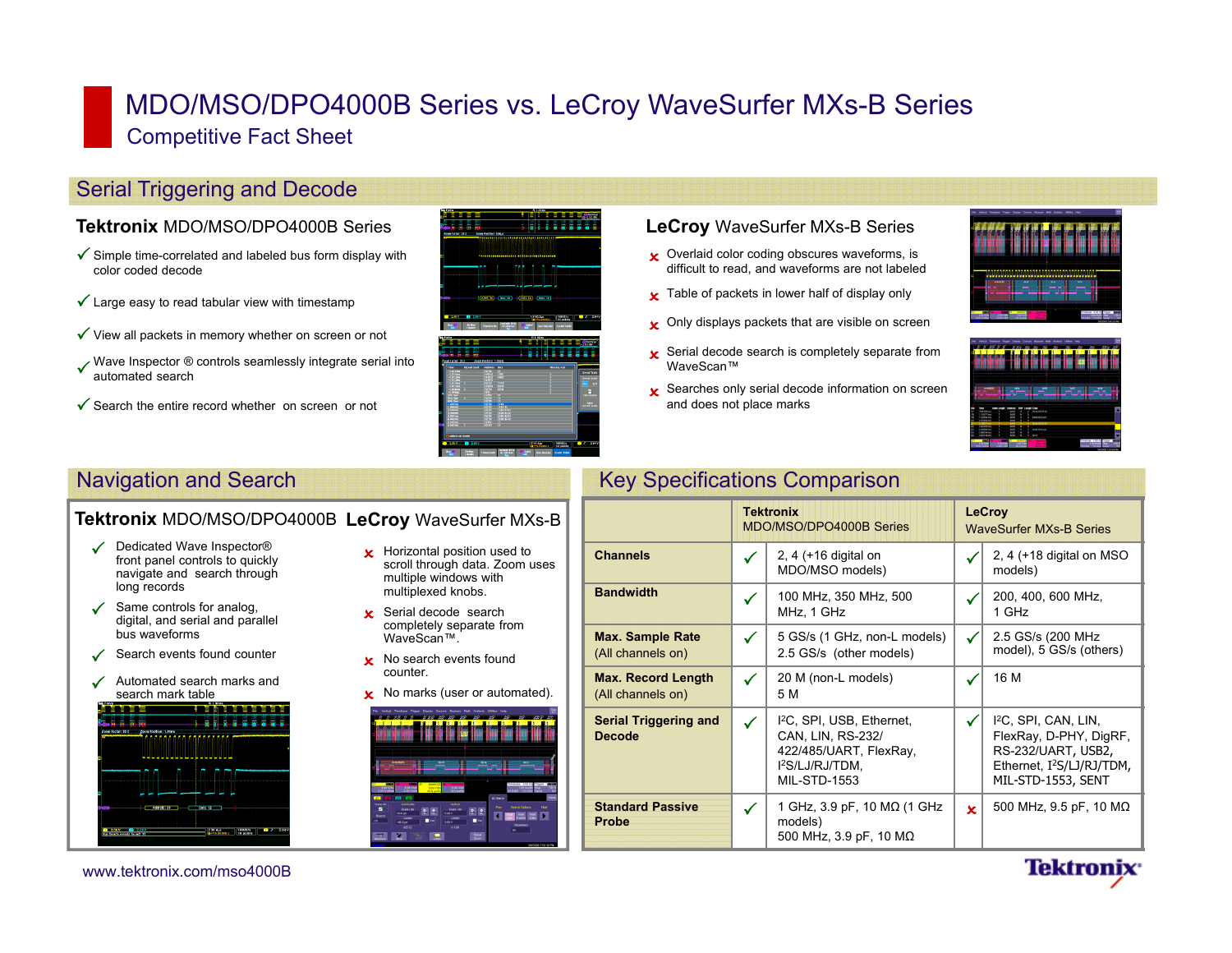# MDO/MSO/DPO4000B Series vs. LeCroy WaveSurfer MXs-B Series

Competitive Fact Sheet

## Serial Triggering and Decode

### **Tektronix** MDO/MSO/DPO4000B Series

- ✓ Simple time-correlated and labeled bus form display with color coded decode
- ✓ Large easy to read tabular view with timestamp
- ✓ View all packets in memory whether on screen or not
- ✓ Wave Inspector ® controls seamlessly integrate serial into automated search
- ✓ Search the entire record whether on screen or not

### **LeCroy** WaveSurfer MXs-B Series

- ✗ Overlaid color coding obscures waveforms, is difficult to read, and waveforms are not labeled
- ✗ Table of packets in lower half of display only
- ✗ Only displays packets that are visible on screen
- ✗ Serial decode search is completely separate from WaveScan™
- ✗ Searches only serial decode information on screen and does not place marks

## Navigation and Search

### **Tektronix** MDO/MSO/DPO4000B

- ✓ Dedicated Wave Inspector® front panel controls to quickly navigate and search through long records
- ✓ Same controls for analog, digital, and serial and parallel bus waveforms
- ✓ Search events found counter
- ✓ Automated search marks and search mark table

### **LeCroy** WaveSurfer MXs-B

- ✗ Horizontal position used to scroll through data. Zoom uses multiple windows with multiplexed knobs.
- ✗ Serial decode search completely separate from WaveScan™.
- ✗ No search events found counter.
- ✗ No marks (user or automated).

## Key Specifications Comparison

| | | **Tektronix** MDO/MSO/DPO4000B Series | | **LeCroy** WaveSurfer MXs-B Series |
|---|---|---|---|---|
| **Channels** | ✓ | 2, 4 (+16 digital on MDO/MSO models) | ✓ | 2, 4 (+18 digital on MSO models) |
| **Bandwidth** | ✓ | 100 MHz, 350 MHz, 500 MHz, 1 GHz | ✓ | 200, 400, 600 MHz, 1 GHz |
| **Max. Sample Rate** (All channels on) | ✓ | 5 GS/s (1 GHz, non-L models) 2.5 GS/s (other models) | ✓ | 2.5 GS/s (200 MHz model), 5 GS/s (others) |
| **Max. Record Length** (All channels on) | ✓ | 20 M (non-L models) 5 M | ✓ | 16 M |
| **Serial Triggering and Decode** | ✓ | I²C, SPI, USB, Ethernet, CAN, LIN, RS-232/422/485/UART, FlexRay, I²S/LJ/RJ/TDM, MIL-STD-1553 | ✓ | I²C, SPI, CAN, LIN, FlexRay, D-PHY, DigRF, RS-232/UART, USB2, Ethernet, I²S/LJ/RJ/TDM, MIL-STD-1553, SENT |
| **Standard Passive Probe** | ✓ | 1 GHz, 3.9 pF, 10 MΩ (1 GHz models) 500 MHz, 3.9 pF, 10 MΩ | ✗ | 500 MHz, 9.5 pF, 10 MΩ |

www.tektronix.com/mso4000B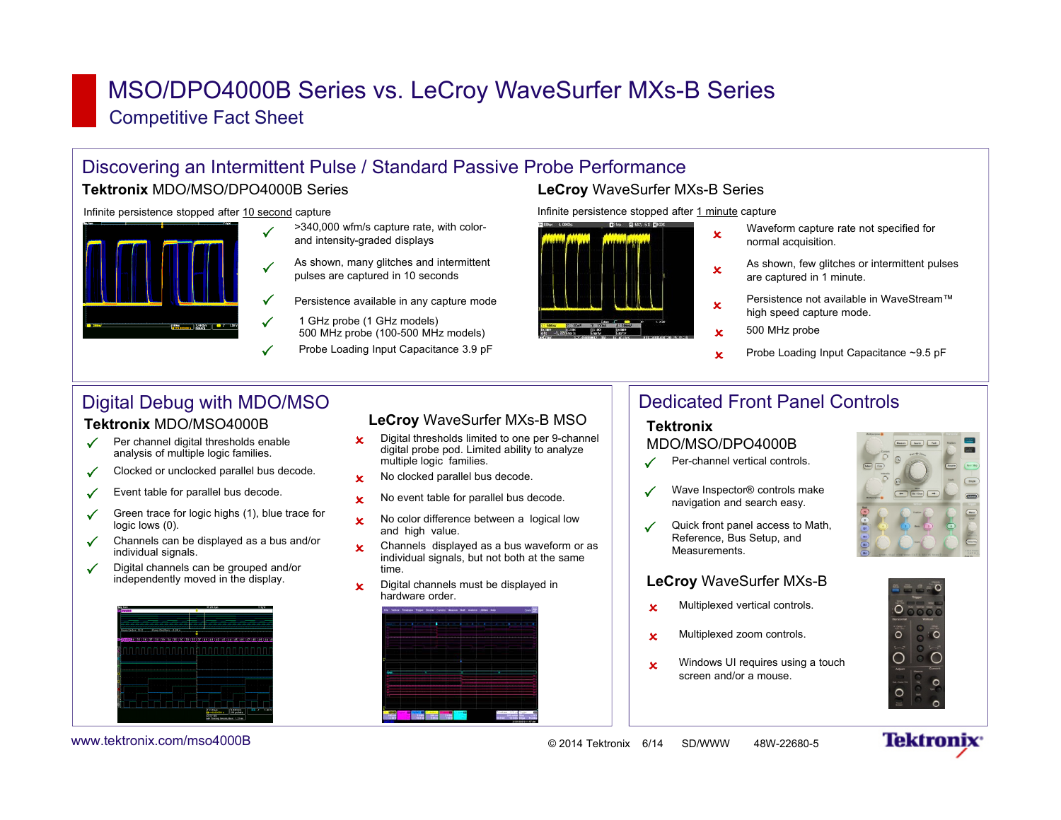# MSO/DPO4000B Series vs. LeCroy WaveSurfer MXs-B Series

## Competitive Fact Sheet

## Discovering an Intermittent Pulse / Standard Passive Probe Performance

### **Tektronix** MDO/MSO/DPO4000B Series

Infinite persistence stopped after 10 second capture

- ✓ >340,000 wfm/s capture rate, with color- and intensity-graded displays
- ✓ As shown, many glitches and intermittent pulses are captured in 10 seconds
- ✓ Persistence available in any capture mode
- ✓ 1 GHz probe (1 GHz models)
  500 MHz probe (100-500 MHz models)
- ✓ Probe Loading Input Capacitance 3.9 pF

### **LeCroy** WaveSurfer MXs-B Series

Infinite persistence stopped after 1 minute capture

- ✗ Waveform capture rate not specified for normal acquisition.
- ✗ As shown, few glitches or intermittent pulses are captured in 1 minute.
- ✗ Persistence not available in WaveStream™ high speed capture mode.
- ✗ 500 MHz probe
- ✗ Probe Loading Input Capacitance ~9.5 pF

## Digital Debug with MDO/MSO

### **Tektronix** MDO/MSO4000B

- ✓ Per channel digital thresholds enable analysis of multiple logic families.
- ✓ Clocked or unclocked parallel bus decode.
- ✓ Event table for parallel bus decode.
- ✓ Green trace for logic highs (1), blue trace for logic lows (0).
- ✓ Channels can be displayed as a bus and/or individual signals.
- ✓ Digital channels can be grouped and/or independently moved in the display.

### **LeCroy** WaveSurfer MXs-B MSO

- ✗ Digital thresholds limited to one per 9-channel digital probe pod. Limited ability to analyze multiple logic families.
- ✗ No clocked parallel bus decode.
- ✗ No event table for parallel bus decode.
- ✗ No color difference between a logical low and high value.
- ✗ Channels displayed as a bus waveform or as individual signals, but not both at the same time.
- ✗ Digital channels must be displayed in hardware order.

## Dedicated Front Panel Controls

### **Tektronix** MDO/MSO/DPO4000B

- ✓ Per-channel vertical controls.
- ✓ Wave Inspector® controls make navigation and search easy.
- ✓ Quick front panel access to Math, Reference, Bus Setup, and Measurements.

### **LeCroy** WaveSurfer MXs-B

- ✗ Multiplexed vertical controls.
- ✗ Multiplexed zoom controls.
- ✗ Windows UI requires using a touch screen and/or a mouse.

www.tektronix.com/mso4000B

© 2014 Tektronix 6/14 SD/WWW 48W-22680-5